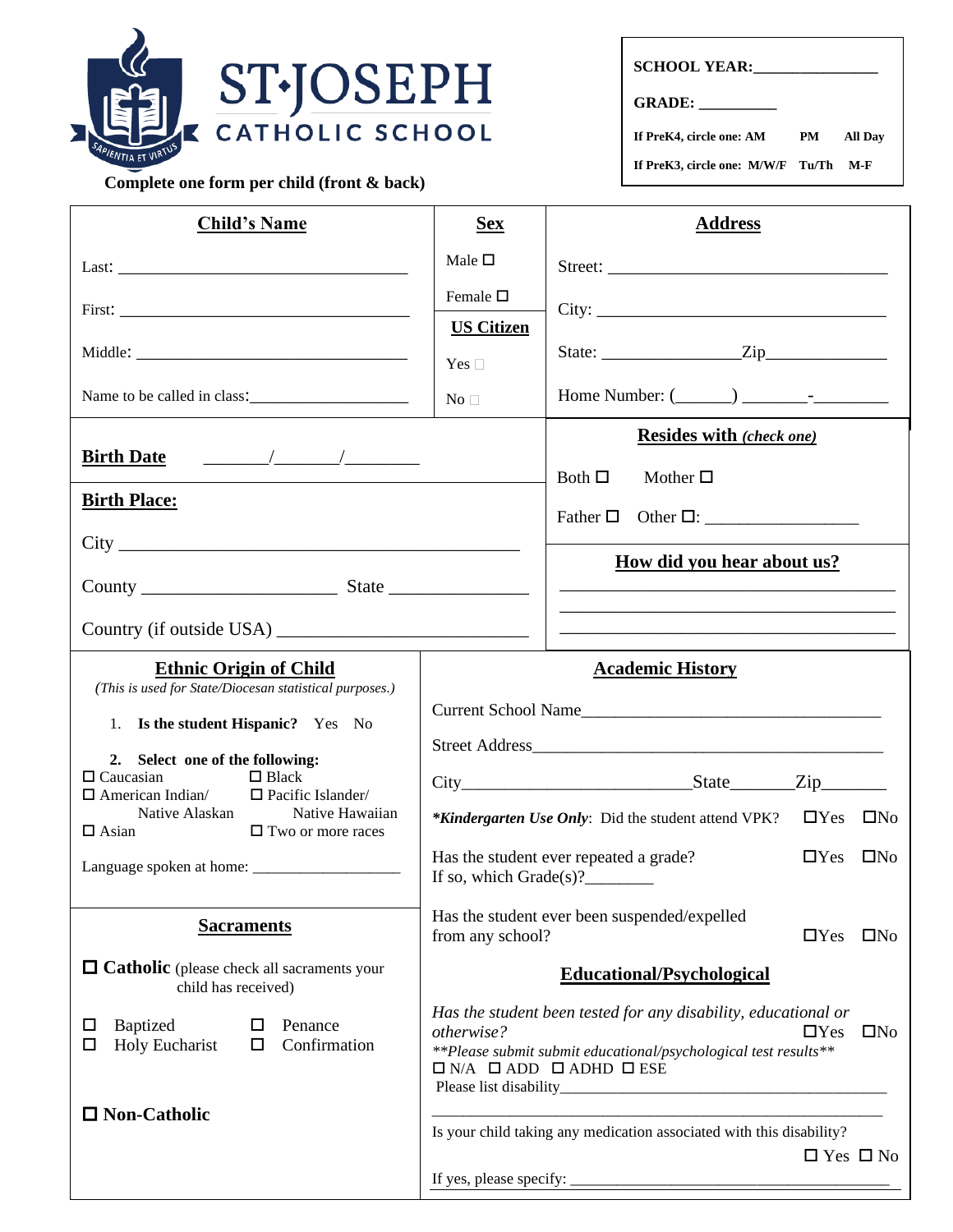# ST·JOSEPH CATHOLIC SCHOOL

SAPIENTIA ET VIRTUS

**Complete one form per child (front & back)**

**SCHOOL YEAR:**_______________

**GRADE:** _________

**If PreK4, circle one: AM  PM  All Day**

**If PreK3, circle one: M/W/F  Tu/Th  M-F**

## Child's Name

Last: ___________________________________

First: ___________________________________

Middle: _________________________________

Name to be called in class:___________________

## Sex

Male ☐

Female ☐

## US Citizen

Yes ☐

No ☐

## Address

Street: ________________________________

City: _________________________________

State: _______________Zip_____________

Home Number: (______) _______-________

**Birth Date** _______/_______/________

**Birth Place:**

City ____________________________________________

County ____________________ State ______________

Country (if outside USA) __________________________

## Resides with *(check one)*

Both ☐   Mother ☐

Father ☐   Other ☐: _________________

## How did you hear about us?

____________________________________

____________________________________

____________________________________

## Ethnic Origin of Child

*(This is used for State/Diocesan statistical purposes.)*

1. **Is the student Hispanic?** Yes No
2. **Select one of the following:**

☐ Caucasian  ☐ Black
☐ American Indian/ Native Alaskan  ☐ Pacific Islander/ Native Hawaiian
☐ Asian  ☐ Two or more races

Language spoken at home: __________________

## Sacraments

☐ **Catholic** (please check all sacraments your child has received)

☐ Baptized  ☐ Penance
☐ Holy Eucharist  ☐ Confirmation

☐ **Non-Catholic**

## Academic History

Current School Name__________________________________

Street Address________________________________________

City__________________________State_______Zip_______

***Kindergarten Use Only***: Did the student attend VPK? ☐Yes ☐No

Has the student ever repeated a grade? ☐Yes ☐No
If so, which Grade(s)?________

Has the student ever been suspended/expelled from any school? ☐Yes ☐No

## Educational/Psychological

*Has the student been tested for any disability, educational or otherwise?* ☐Yes ☐No

*\*\*Please submit submit educational/psychological test results\*\**

☐ N/A ☐ ADD ☐ ADHD ☐ ESE

Please list disability_________________________________________

____________________________________________________

Is your child taking any medication associated with this disability? ☐ Yes ☐ No

If yes, please specify: _________________________________________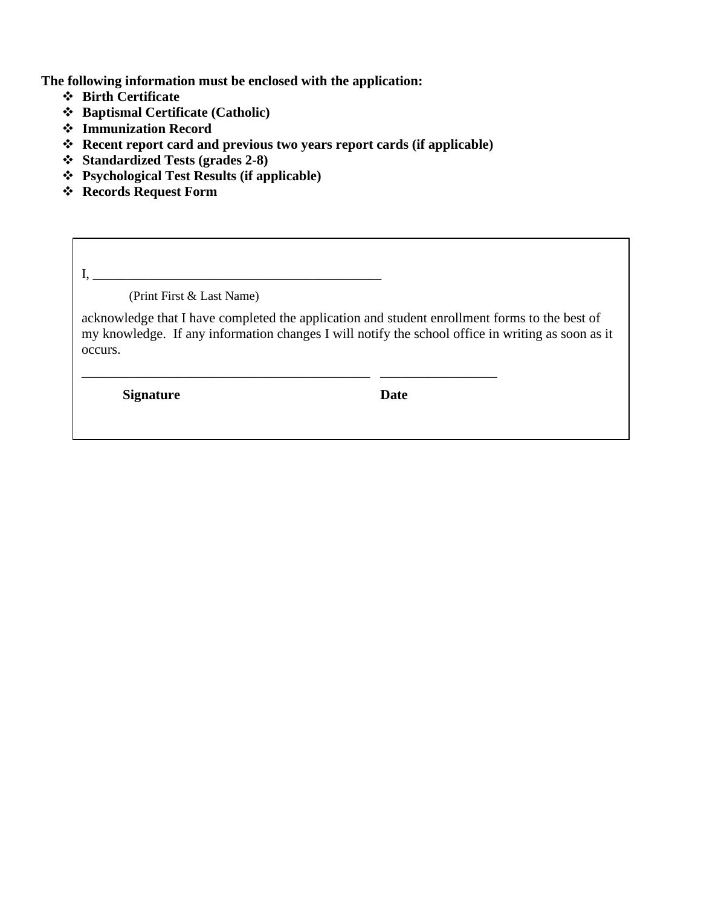**The following information must be enclosed with the application:**

- **Birth Certificate**
- **Baptismal Certificate (Catholic)**
- **Immunization Record**
- **Recent report card and previous two years report cards (if applicable)**
- **Standardized Tests (grades 2-8)**
- **Psychological Test Results (if applicable)**
- **Records Request Form**

I, ____________________________________________

(Print First & Last Name)

acknowledge that I have completed the application and student enrollment forms to the best of my knowledge. If any information changes I will notify the school office in writing as soon as it occurs.

____________________________________________ _________________

**Signature** **Date**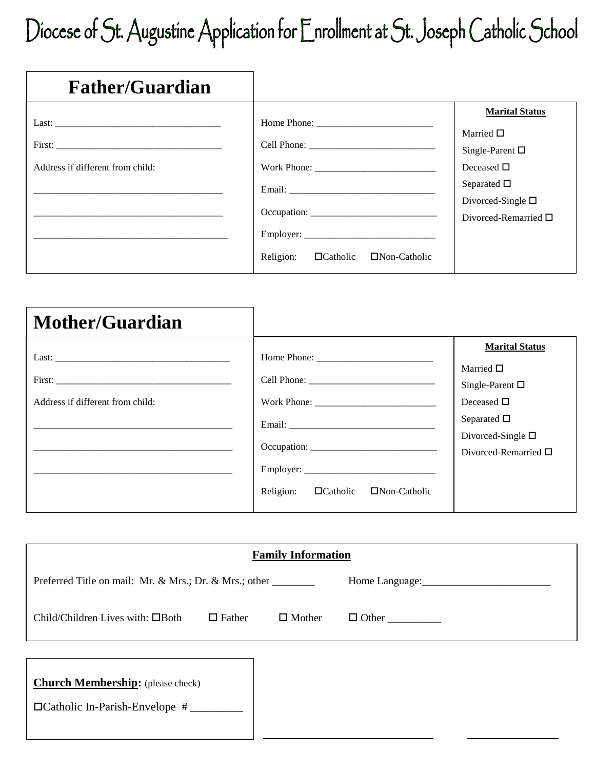# Diocese of St. Augustine Application for Enrollment at St. Joseph Catholic School

## Father/Guardian

Last: ________________________________

First: ________________________________

Address if different from child:

____________________________________

____________________________________

____________________________________

Home Phone: ______________________

Cell Phone: ________________________

Work Phone: _______________________

Email: ____________________________

Occupation: ________________________

Employer: _________________________

Religion: ☐Catholic ☐Non-Catholic

**Marital Status**

Married ☐

Single-Parent ☐

Deceased ☐

Separated ☐

Divorced-Single ☐

Divorced-Remarried ☐

## Mother/Guardian

Last: __________________________________

First: __________________________________

Address if different from child:

_____________________________________

_____________________________________

_____________________________________

Home Phone: ______________________

Cell Phone: ________________________

Work Phone: _______________________

Email: ____________________________

Occupation: ________________________

Employer: _________________________

Religion: ☐Catholic ☐Non-Catholic

**Marital Status**

Married ☐

Single-Parent ☐

Deceased ☐

Separated ☐

Divorced-Single ☐

Divorced-Remarried ☐

**Family Information**

Preferred Title on mail: Mr. & Mrs.; Dr. & Mrs.; other ________ Home Language:________________________

Child/Children Lives with: ☐Both ☐ Father ☐ Mother ☐ Other _________

**Church Membership:** (please check)

☐Catholic In-Parish-Envelope # _________

______________________________ _______________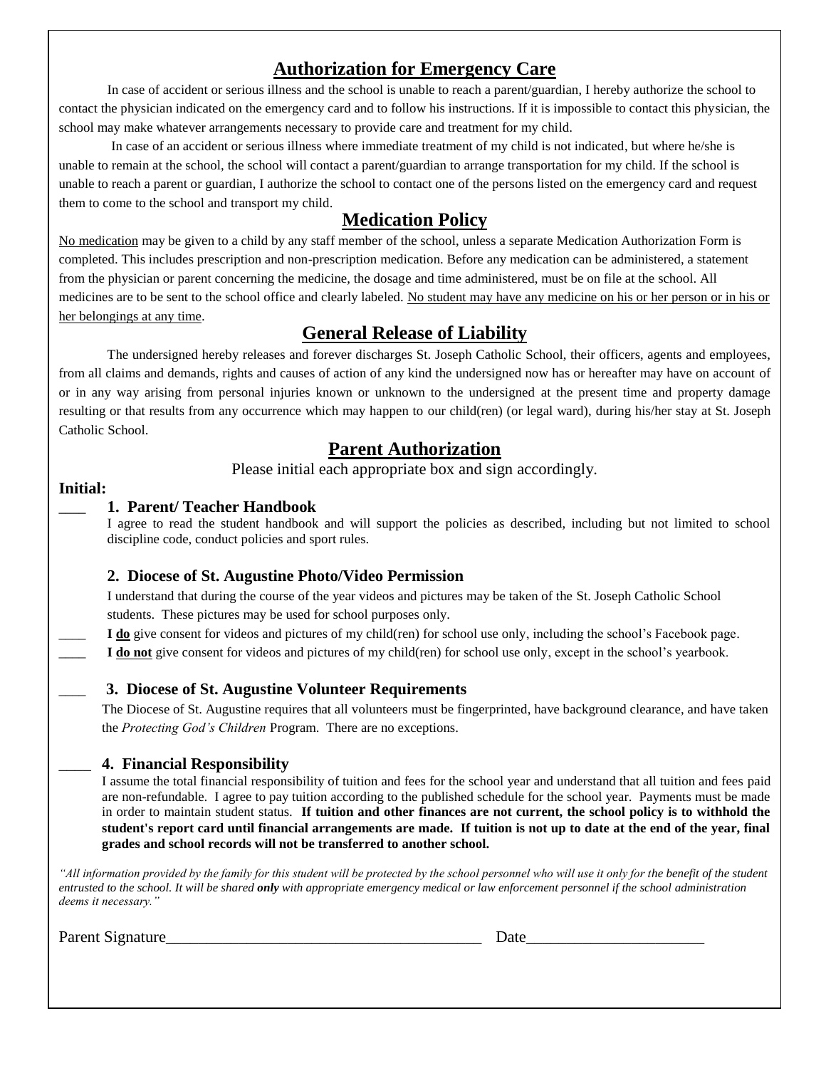## Authorization for Emergency Care

In case of accident or serious illness and the school is unable to reach a parent/guardian, I hereby authorize the school to contact the physician indicated on the emergency card and to follow his instructions. If it is impossible to contact this physician, the school may make whatever arrangements necessary to provide care and treatment for my child.

In case of an accident or serious illness where immediate treatment of my child is not indicated, but where he/she is unable to remain at the school, the school will contact a parent/guardian to arrange transportation for my child. If the school is unable to reach a parent or guardian, I authorize the school to contact one of the persons listed on the emergency card and request them to come to the school and transport my child.

## Medication Policy

<u>No medication</u> may be given to a child by any staff member of the school, unless a separate Medication Authorization Form is completed. This includes prescription and non-prescription medication. Before any medication can be administered, a statement from the physician or parent concerning the medicine, the dosage and time administered, must be on file at the school. All medicines are to be sent to the school office and clearly labeled. <u>No student may have any medicine on his or her person or in his or her belongings at any time</u>.

## General Release of Liability

The undersigned hereby releases and forever discharges St. Joseph Catholic School, their officers, agents and employees, from all claims and demands, rights and causes of action of any kind the undersigned now has or hereafter may have on account of or in any way arising from personal injuries known or unknown to the undersigned at the present time and property damage resulting or that results from any occurrence which may happen to our child(ren) (or legal ward), during his/her stay at St. Joseph Catholic School.

## Parent Authorization

Please initial each appropriate box and sign accordingly.

**Initial:**

___ **1. Parent/ Teacher Handbook**

I agree to read the student handbook and will support the policies as described, including but not limited to school discipline code, conduct policies and sport rules.

**2. Diocese of St. Augustine Photo/Video Permission**

I understand that during the course of the year videos and pictures may be taken of the St. Joseph Catholic School students. These pictures may be used for school purposes only.

____ **I <u>do</u>** give consent for videos and pictures of my child(ren) for school use only, including the school's Facebook page.

____ **I <u>do not</u>** give consent for videos and pictures of my child(ren) for school use only, except in the school's yearbook.

____ **3. Diocese of St. Augustine Volunteer Requirements**

The Diocese of St. Augustine requires that all volunteers must be fingerprinted, have background clearance, and have taken the *Protecting God's Children* Program. There are no exceptions.

____ **4. Financial Responsibility**

I assume the total financial responsibility of tuition and fees for the school year and understand that all tuition and fees paid are non-refundable. I agree to pay tuition according to the published schedule for the school year. Payments must be made in order to maintain student status. **If tuition and other finances are not current, the school policy is to withhold the student's report card until financial arrangements are made. If tuition is not up to date at the end of the year, final grades and school records will not be transferred to another school.**

*"All information provided by the family for this student will be protected by the school personnel who will use it only for the benefit of the student entrusted to the school. It will be shared* ***only*** *with appropriate emergency medical or law enforcement personnel if the school administration deems it necessary."*

Parent Signature_______________________________________ Date_____________________